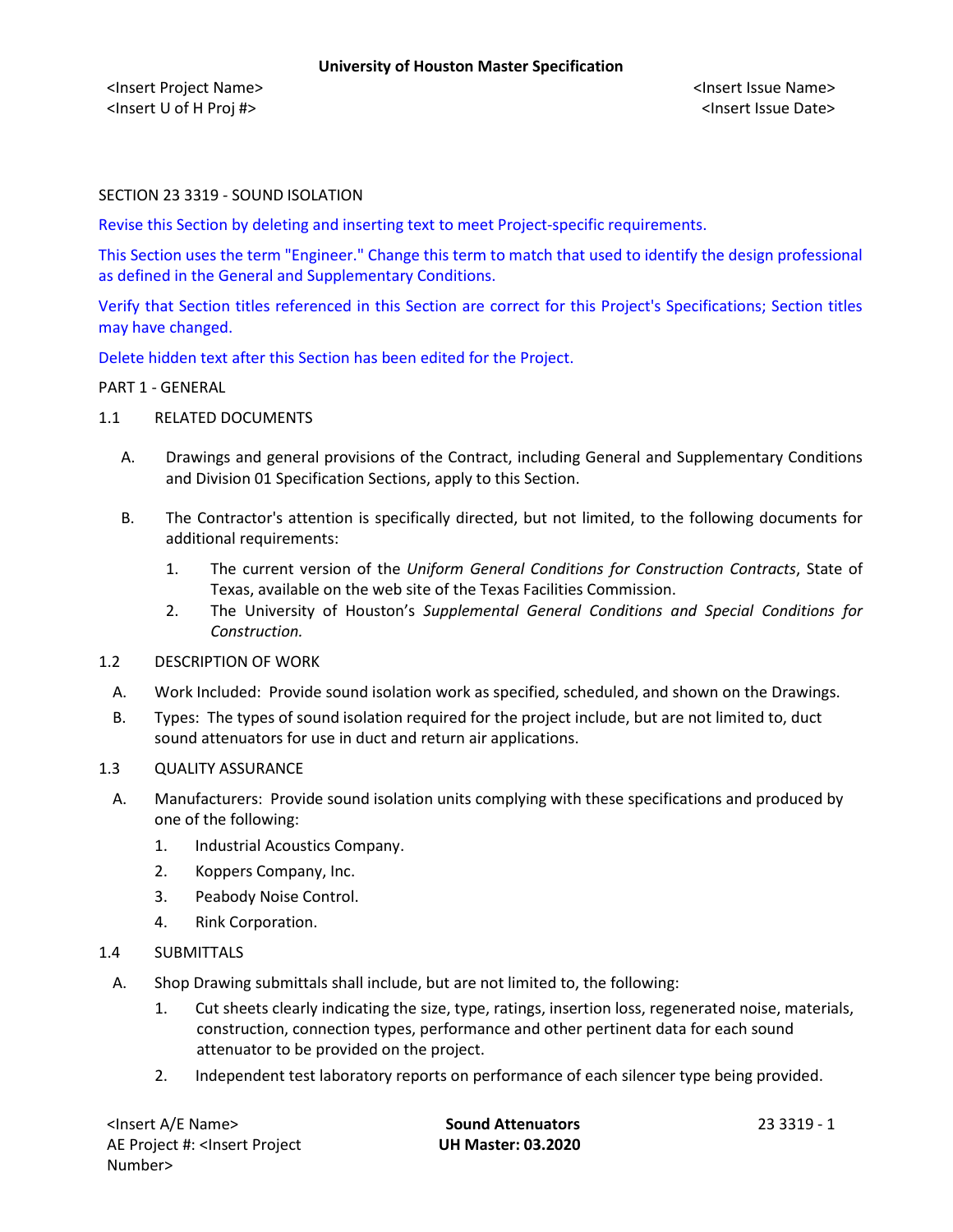SECTION 23 3319 - SOUND ISOLATION

Revise this Section by deleting and inserting text to meet Project-specific requirements.

This Section uses the term "Engineer." Change this term to match that used to identify the design professional as defined in the General and Supplementary Conditions.

Verify that Section titles referenced in this Section are correct for this Project's Specifications; Section titles may have changed.

Delete hidden text after this Section has been edited for the Project.

## PART 1 - GENERAL

### 1.1 RELATED DOCUMENTS

A. Drawings and general provisions of the Contract, including General and Supplementary Conditions and Division 01 Specification Sections, apply to this Section.

B. The Contractor's attention is specifically directed, but not limited, to the following documents for additional requirements:

1. The current version of the *Uniform General Conditions for Construction Contracts*, State of Texas, available on the web site of the Texas Facilities Commission.
2. The University of Houston's *Supplemental General Conditions and Special Conditions for Construction.*

### 1.2 DESCRIPTION OF WORK

A. Work Included: Provide sound isolation work as specified, scheduled, and shown on the Drawings.

B. Types: The types of sound isolation required for the project include, but are not limited to, duct sound attenuators for use in duct and return air applications.

### 1.3 QUALITY ASSURANCE

A. Manufacturers: Provide sound isolation units complying with these specifications and produced by one of the following:

1. Industrial Acoustics Company.
2. Koppers Company, Inc.
3. Peabody Noise Control.
4. Rink Corporation.

### 1.4 SUBMITTALS

A. Shop Drawing submittals shall include, but are not limited to, the following:

1. Cut sheets clearly indicating the size, type, ratings, insertion loss, regenerated noise, materials, construction, connection types, performance and other pertinent data for each sound attenuator to be provided on the project.
2. Independent test laboratory reports on performance of each silencer type being provided.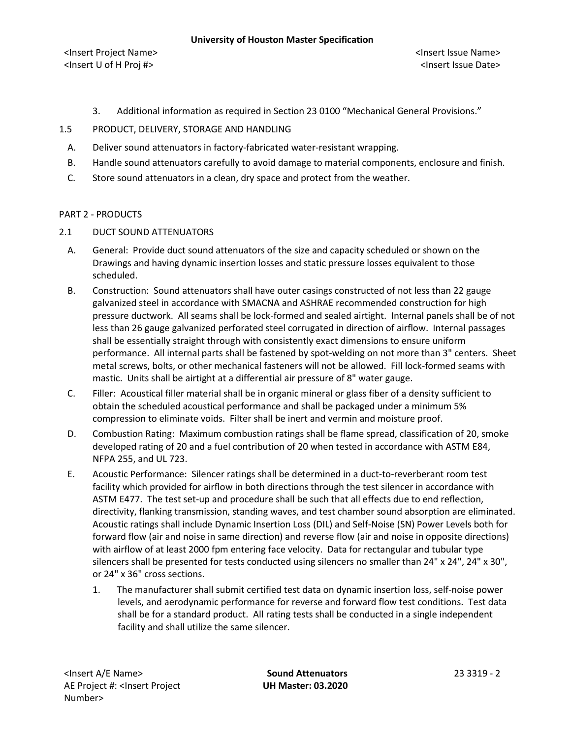3. Additional information as required in Section 23 0100 "Mechanical General Provisions."

1.5 PRODUCT, DELIVERY, STORAGE AND HANDLING

A. Deliver sound attenuators in factory-fabricated water-resistant wrapping.

B. Handle sound attenuators carefully to avoid damage to material components, enclosure and finish.

C. Store sound attenuators in a clean, dry space and protect from the weather.

## PART 2 - PRODUCTS

2.1 DUCT SOUND ATTENUATORS

A. General: Provide duct sound attenuators of the size and capacity scheduled or shown on the Drawings and having dynamic insertion losses and static pressure losses equivalent to those scheduled.

B. Construction: Sound attenuators shall have outer casings constructed of not less than 22 gauge galvanized steel in accordance with SMACNA and ASHRAE recommended construction for high pressure ductwork. All seams shall be lock-formed and sealed airtight. Internal panels shall be of not less than 26 gauge galvanized perforated steel corrugated in direction of airflow. Internal passages shall be essentially straight through with consistently exact dimensions to ensure uniform performance. All internal parts shall be fastened by spot-welding on not more than 3" centers. Sheet metal screws, bolts, or other mechanical fasteners will not be allowed. Fill lock-formed seams with mastic. Units shall be airtight at a differential air pressure of 8" water gauge.

C. Filler: Acoustical filler material shall be in organic mineral or glass fiber of a density sufficient to obtain the scheduled acoustical performance and shall be packaged under a minimum 5% compression to eliminate voids. Filter shall be inert and vermin and moisture proof.

D. Combustion Rating: Maximum combustion ratings shall be flame spread, classification of 20, smoke developed rating of 20 and a fuel contribution of 20 when tested in accordance with ASTM E84, NFPA 255, and UL 723.

E. Acoustic Performance: Silencer ratings shall be determined in a duct-to-reverberant room test facility which provided for airflow in both directions through the test silencer in accordance with ASTM E477. The test set-up and procedure shall be such that all effects due to end reflection, directivity, flanking transmission, standing waves, and test chamber sound absorption are eliminated. Acoustic ratings shall include Dynamic Insertion Loss (DIL) and Self-Noise (SN) Power Levels both for forward flow (air and noise in same direction) and reverse flow (air and noise in opposite directions) with airflow of at least 2000 fpm entering face velocity. Data for rectangular and tubular type silencers shall be presented for tests conducted using silencers no smaller than 24" x 24", 24" x 30", or 24" x 36" cross sections.

1. The manufacturer shall submit certified test data on dynamic insertion loss, self-noise power levels, and aerodynamic performance for reverse and forward flow test conditions. Test data shall be for a standard product. All rating tests shall be conducted in a single independent facility and shall utilize the same silencer.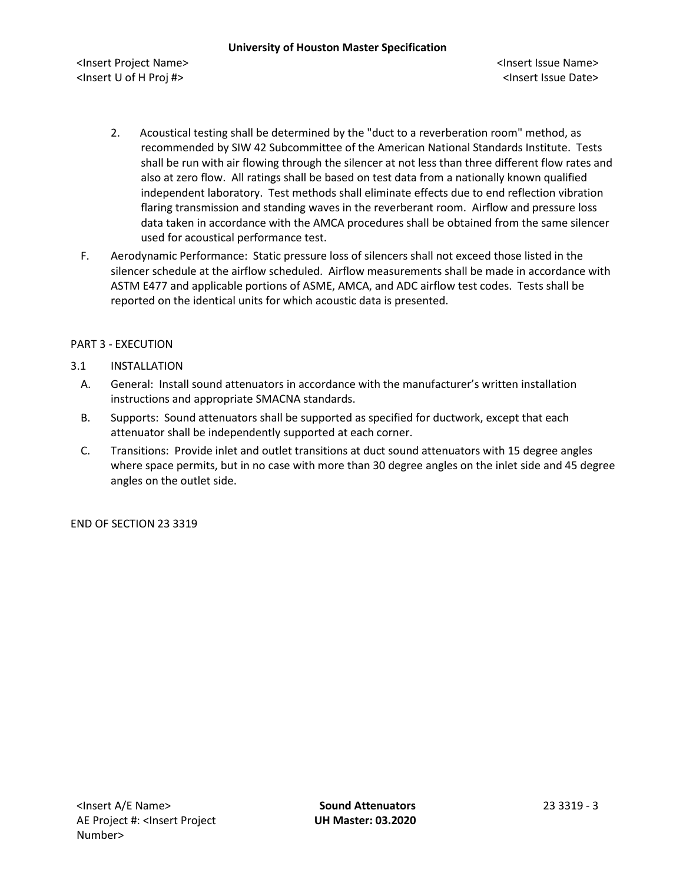2. Acoustical testing shall be determined by the "duct to a reverberation room" method, as recommended by SIW 42 Subcommittee of the American National Standards Institute. Tests shall be run with air flowing through the silencer at not less than three different flow rates and also at zero flow. All ratings shall be based on test data from a nationally known qualified independent laboratory. Test methods shall eliminate effects due to end reflection vibration flaring transmission and standing waves in the reverberant room. Airflow and pressure loss data taken in accordance with the AMCA procedures shall be obtained from the same silencer used for acoustical performance test.

F. Aerodynamic Performance: Static pressure loss of silencers shall not exceed those listed in the silencer schedule at the airflow scheduled. Airflow measurements shall be made in accordance with ASTM E477 and applicable portions of ASME, AMCA, and ADC airflow test codes. Tests shall be reported on the identical units for which acoustic data is presented.

## PART 3 - EXECUTION

### 3.1 INSTALLATION

A. General: Install sound attenuators in accordance with the manufacturer's written installation instructions and appropriate SMACNA standards.

B. Supports: Sound attenuators shall be supported as specified for ductwork, except that each attenuator shall be independently supported at each corner.

C. Transitions: Provide inlet and outlet transitions at duct sound attenuators with 15 degree angles where space permits, but in no case with more than 30 degree angles on the inlet side and 45 degree angles on the outlet side.

END OF SECTION 23 3319